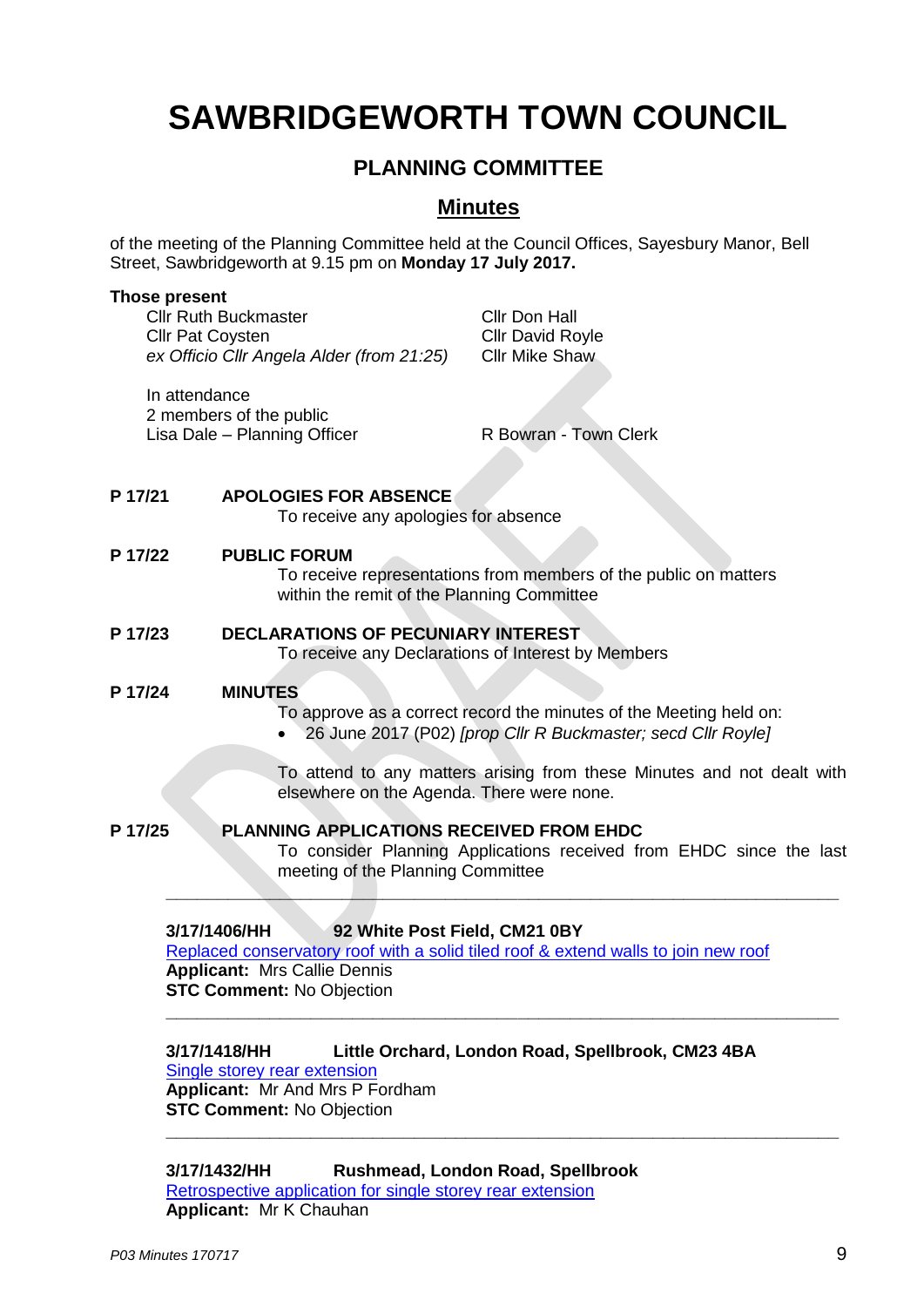# SAWBRIDGEWORTH TOWN COUNCIL

## PLANNING COMMITTEE

## Minutes

of the meeting of the Planning Committee held at the Council Offices, Sayesbury Manor, Bell Street, Sawbridgeworth at 9.15 pm on **Monday 17 July 2017.**

**Those present**

Cllr Ruth Buckmaster
Cllr Pat Coysten
*ex Officio Cllr Angela Alder (from 21:25)*
Cllr Don Hall
Cllr David Royle
Cllr Mike Shaw

In attendance
2 members of the public
Lisa Dale – Planning Officer
R Bowran - Town Clerk

**P 17/21 APOLOGIES FOR ABSENCE**

To receive any apologies for absence

**P 17/22 PUBLIC FORUM**

To receive representations from members of the public on matters within the remit of the Planning Committee

**P 17/23 DECLARATIONS OF PECUNIARY INTEREST**

To receive any Declarations of Interest by Members

**P 17/24 MINUTES**

To approve as a correct record the minutes of the Meeting held on:

- 26 June 2017 (P02) *[prop Cllr R Buckmaster; secd Cllr Royle]*

To attend to any matters arising from these Minutes and not dealt with elsewhere on the Agenda. There were none.

**P 17/25 PLANNING APPLICATIONS RECEIVED FROM EHDC**

To consider Planning Applications received from EHDC since the last meeting of the Planning Committee

---

**3/17/1406/HH 92 White Post Field, CM21 0BY**
Replaced conservatory roof with a solid tiled roof & extend walls to join new roof
**Applicant:** Mrs Callie Dennis
**STC Comment:** No Objection

---

**3/17/1418/HH Little Orchard, London Road, Spellbrook, CM23 4BA**
Single storey rear extension
**Applicant:** Mr And Mrs P Fordham
**STC Comment:** No Objection

---

**3/17/1432/HH Rushmead, London Road, Spellbrook**
Retrospective application for single storey rear extension
**Applicant:** Mr K Chauhan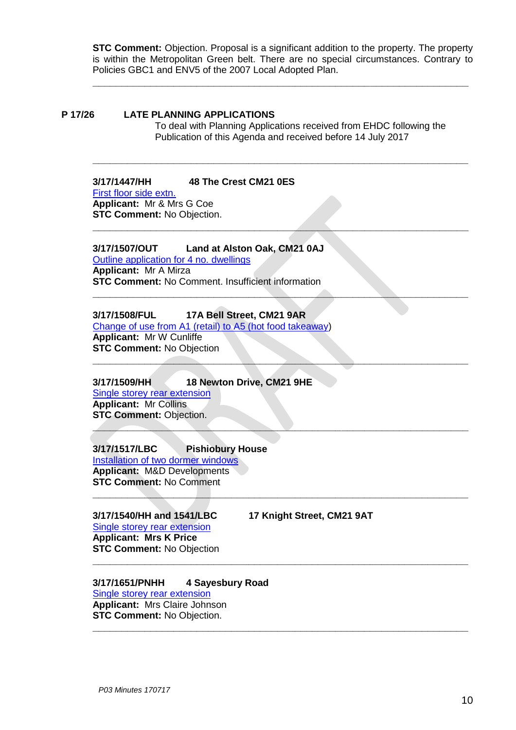**STC Comment:** Objection. Proposal is a significant addition to the property. The property is within the Metropolitan Green belt. There are no special circumstances. Contrary to Policies GBC1 and ENV5 of the 2007 Local Adopted Plan.

---

**P 17/26 LATE PLANNING APPLICATIONS**

To deal with Planning Applications received from EHDC following the Publication of this Agenda and received before 14 July 2017

---

**3/17/1447/HH 48 The Crest CM21 0ES**
First floor side extn.
**Applicant:** Mr & Mrs G Coe
**STC Comment:** No Objection.

---

**3/17/1507/OUT Land at Alston Oak, CM21 0AJ**
Outline application for 4 no. dwellings
**Applicant:** Mr A Mirza
**STC Comment:** No Comment. Insufficient information

---

**3/17/1508/FUL 17A Bell Street, CM21 9AR**
Change of use from A1 (retail) to A5 (hot food takeaway)
**Applicant:** Mr W Cunliffe
**STC Comment:** No Objection

---

**3/17/1509/HH 18 Newton Drive, CM21 9HE**
Single storey rear extension
**Applicant:** Mr Collins
**STC Comment:** Objection.

---

**3/17/1517/LBC Pishiobury House**
Installation of two dormer windows
**Applicant:** M&D Developments
**STC Comment:** No Comment

---

**3/17/1540/HH and 1541/LBC 17 Knight Street, CM21 9AT**
Single storey rear extension
**Applicant: Mrs K Price**
**STC Comment:** No Objection

---

**3/17/1651/PNHH 4 Sayesbury Road**
Single storey rear extension
**Applicant:** Mrs Claire Johnson
**STC Comment:** No Objection.

---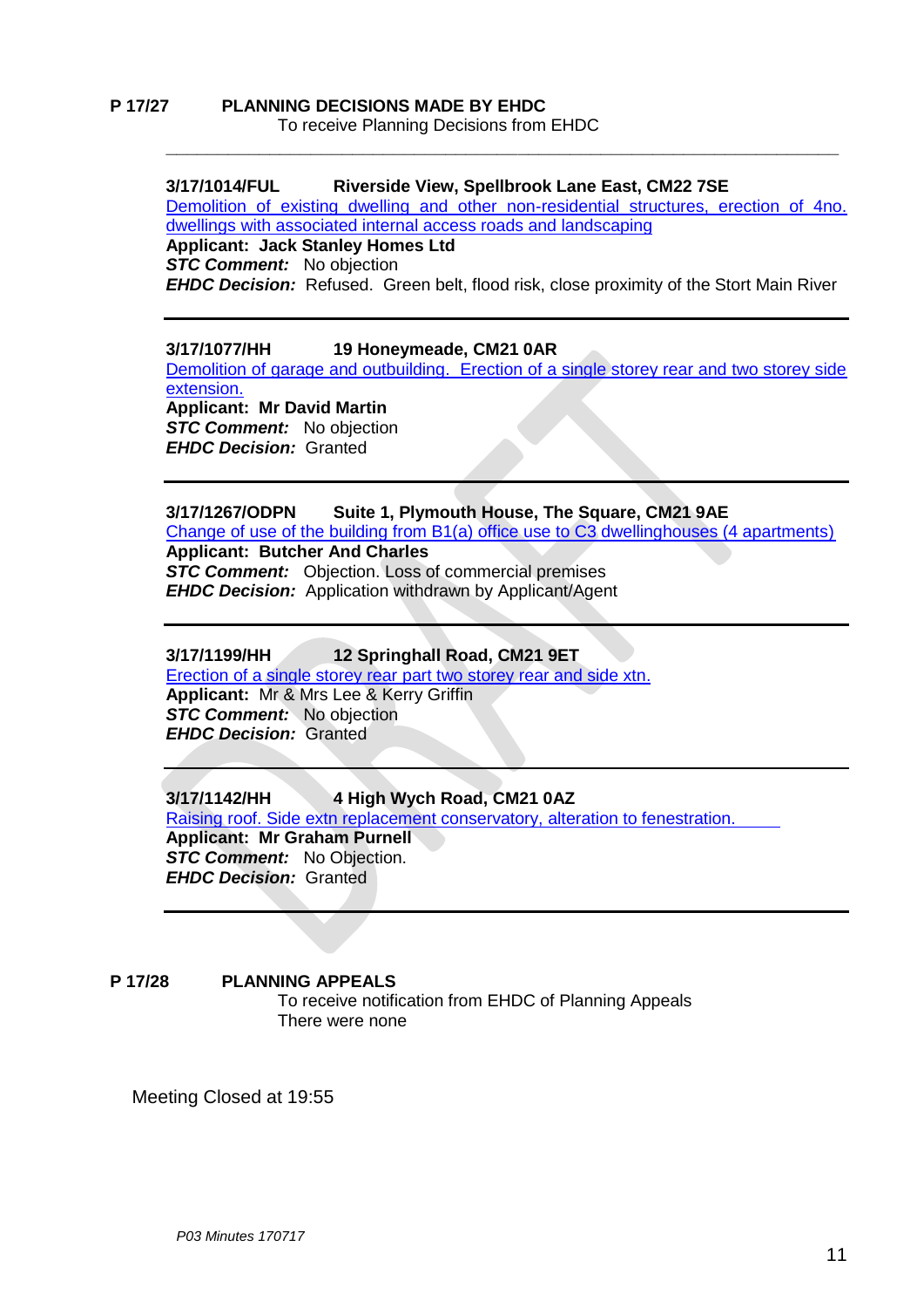**P 17/27 PLANNING DECISIONS MADE BY EHDC**

To receive Planning Decisions from EHDC

---

**3/17/1014/FUL Riverside View, Spellbrook Lane East, CM22 7SE**

Demolition of existing dwelling and other non-residential structures, erection of 4no. dwellings with associated internal access roads and landscaping

**Applicant: Jack Stanley Homes Ltd**

***STC Comment:*** No objection

***EHDC Decision:*** Refused. Green belt, flood risk, close proximity of the Stort Main River

---

**3/17/1077/HH 19 Honeymeade, CM21 0AR**

Demolition of garage and outbuilding. Erection of a single storey rear and two storey side extension.

**Applicant: Mr David Martin**

***STC Comment:*** No objection

***EHDC Decision:*** Granted

---

**3/17/1267/ODPN Suite 1, Plymouth House, The Square, CM21 9AE**

Change of use of the building from B1(a) office use to C3 dwellinghouses (4 apartments)

**Applicant: Butcher And Charles**

***STC Comment:*** Objection. Loss of commercial premises

***EHDC Decision:*** Application withdrawn by Applicant/Agent

---

**3/17/1199/HH 12 Springhall Road, CM21 9ET**

Erection of a single storey rear part two storey rear and side xtn.

**Applicant:** Mr & Mrs Lee & Kerry Griffin

***STC Comment:*** No objection

***EHDC Decision:*** Granted

---

**3/17/1142/HH 4 High Wych Road, CM21 0AZ**

Raising roof. Side extn replacement conservatory, alteration to fenestration.

**Applicant: Mr Graham Purnell**

***STC Comment:*** No Objection.

***EHDC Decision:*** Granted

---

**P 17/28 PLANNING APPEALS**

To receive notification from EHDC of Planning Appeals

There were none

Meeting Closed at 19:55